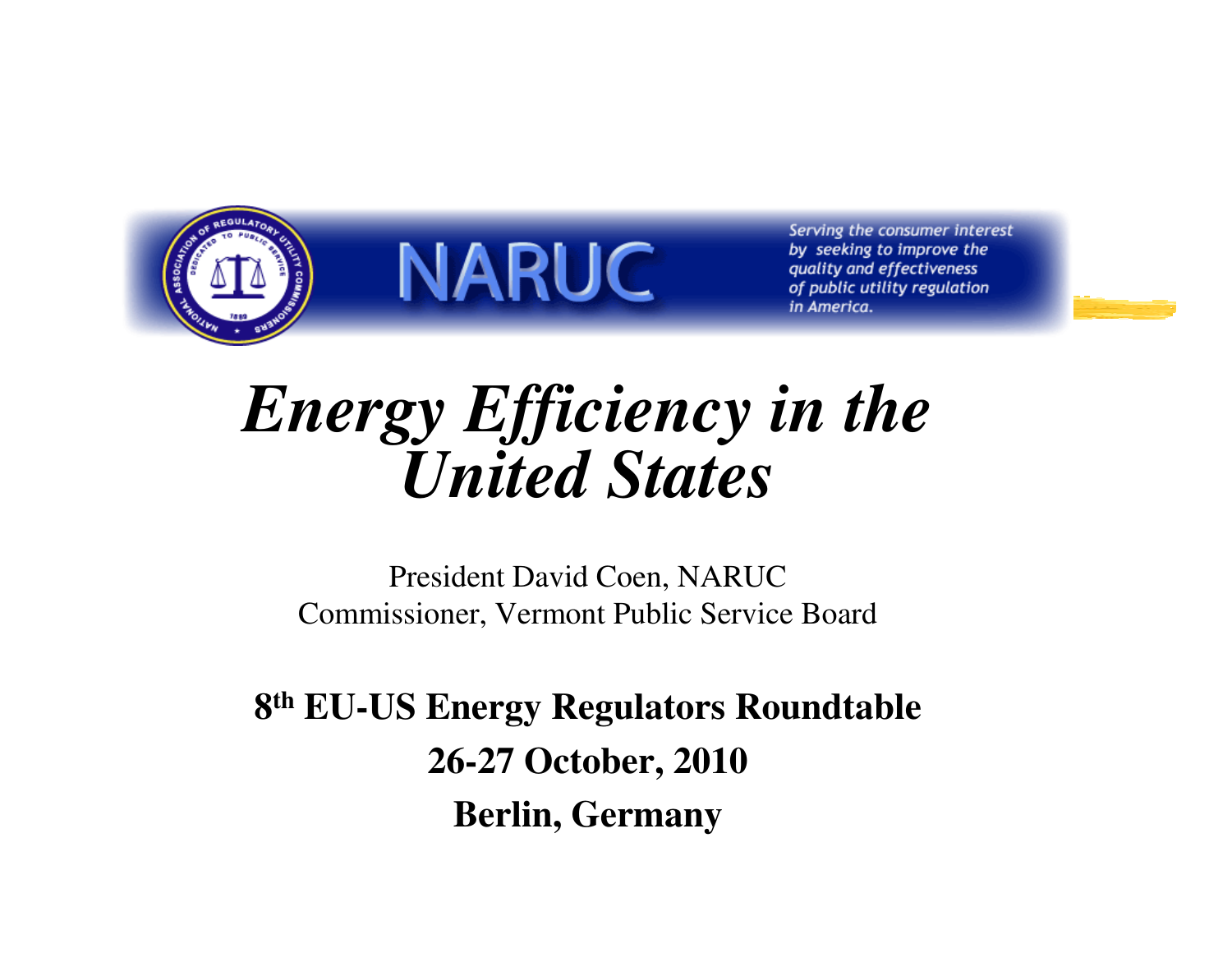NARUC

*Serving the consumer interest by seeking to improve the quality and effectiveness of public utility regulation in America.*

# *Energy Efficiency in the United States*

President David Coen, NARUC
Commissioner, Vermont Public Service Board

**8th EU-US Energy Regulators Roundtable**

**26-27 October, 2010**

**Berlin, Germany**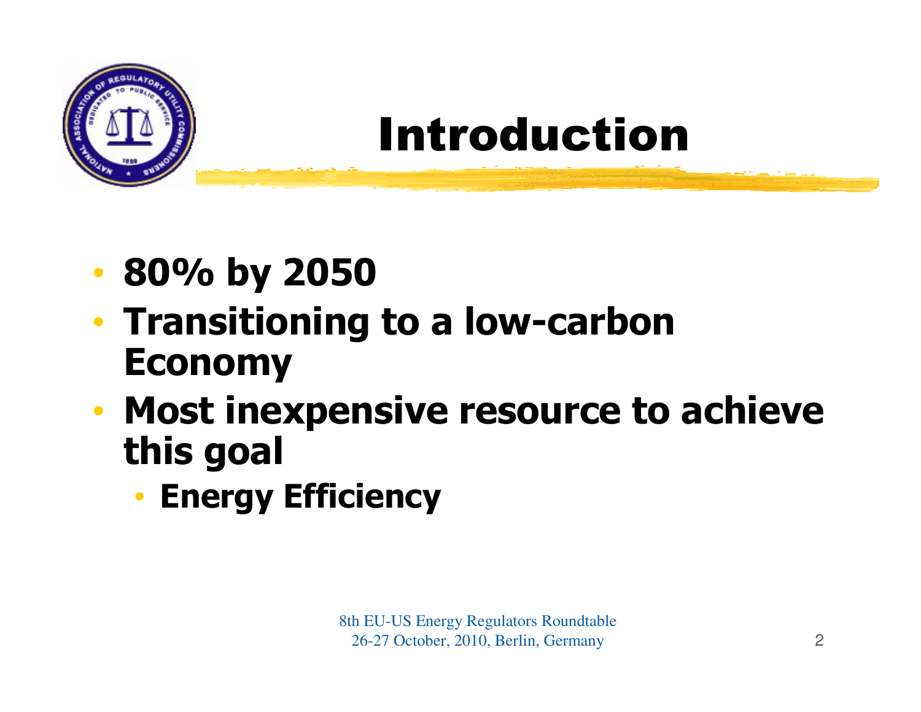# Introduction

- **80% by 2050**
- **Transitioning to a low-carbon Economy**
- **Most inexpensive resource to achieve this goal**
  - **Energy Efficiency**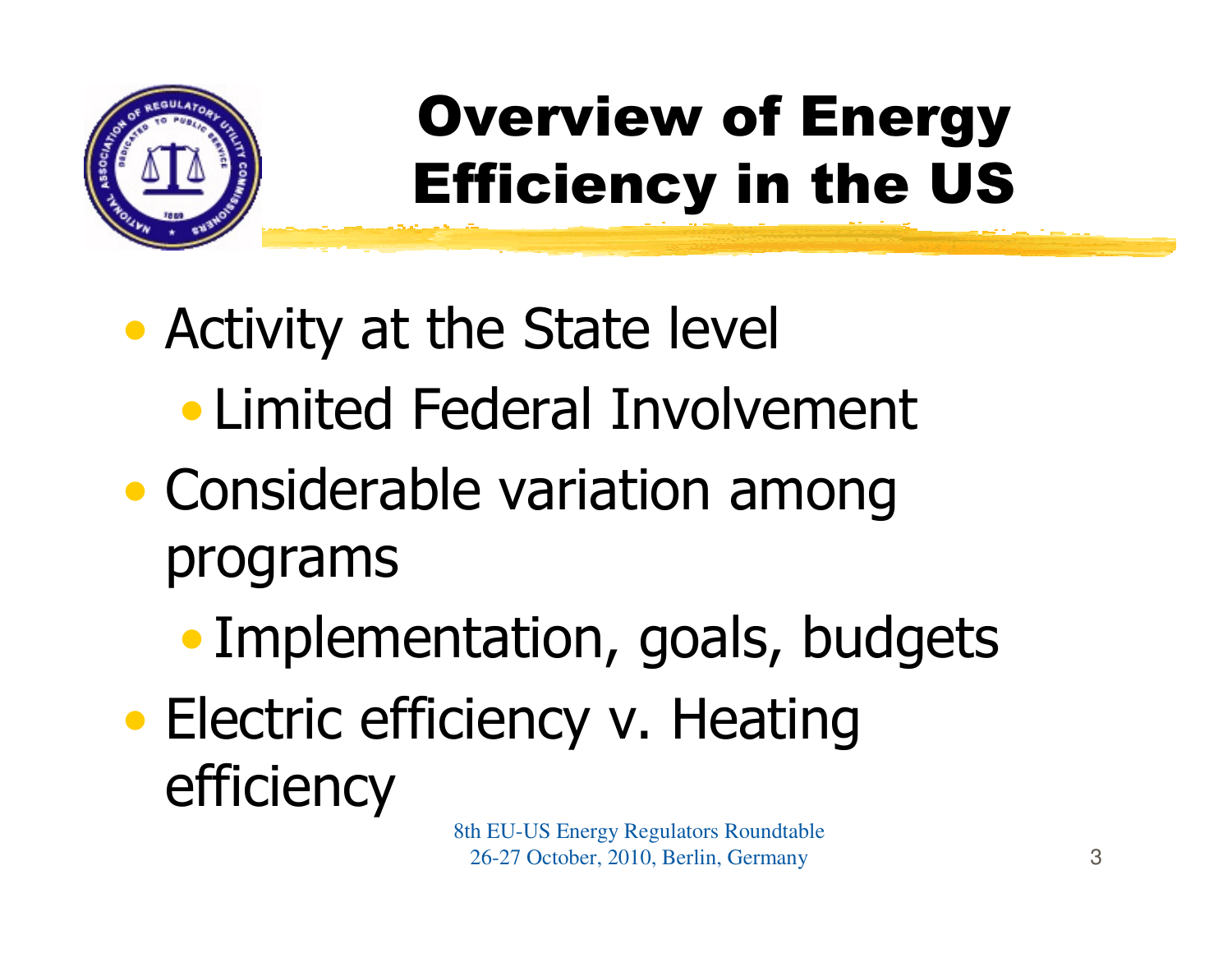# Overview of Energy Efficiency in the US

- Activity at the State level
  - Limited Federal Involvement
- Considerable variation among programs
  - Implementation, goals, budgets
- Electric efficiency v. Heating efficiency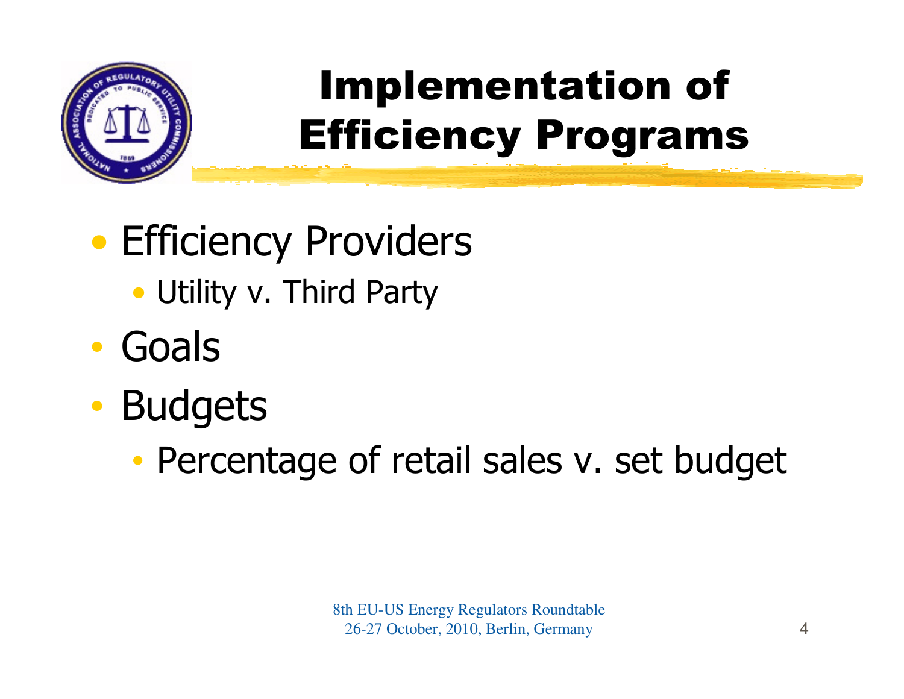# Implementation of Efficiency Programs

- Efficiency Providers
  - Utility v. Third Party
- Goals
- Budgets
  - Percentage of retail sales v. set budget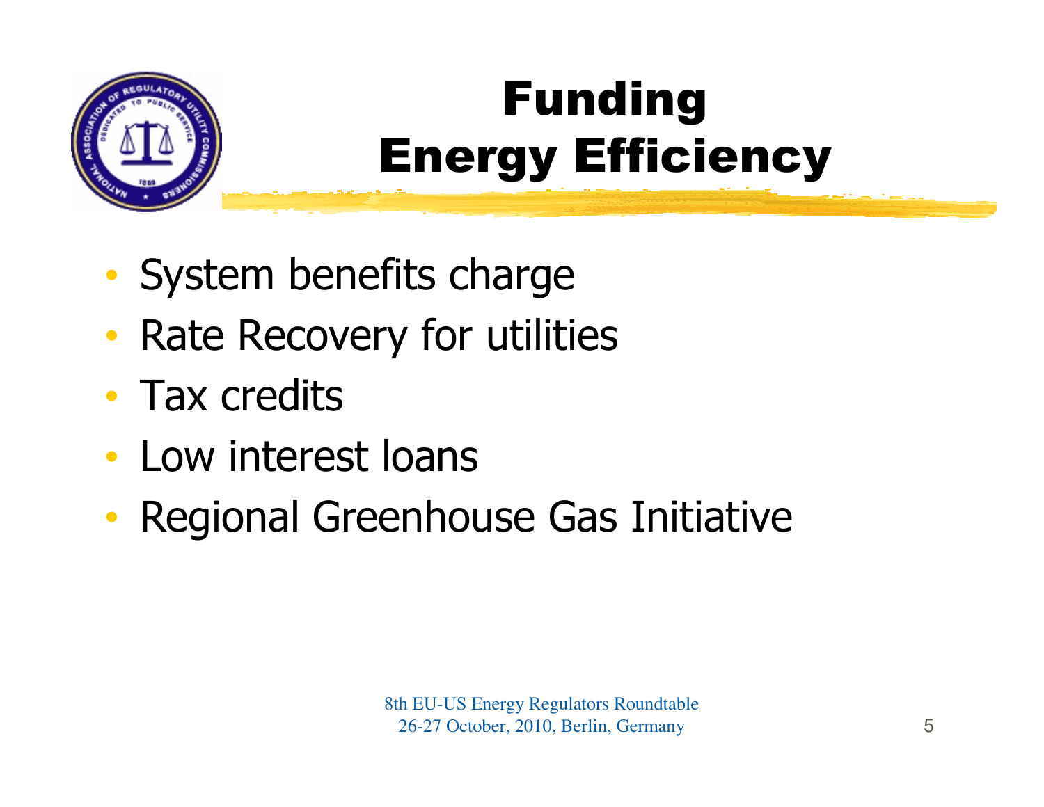# Funding Energy Efficiency

- System benefits charge
- Rate Recovery for utilities
- Tax credits
- Low interest loans
- Regional Greenhouse Gas Initiative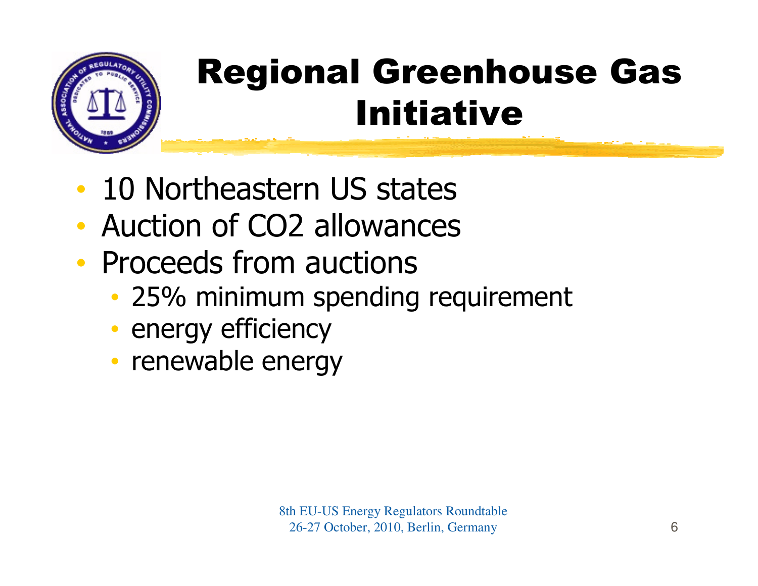# Regional Greenhouse Gas Initiative

- 10 Northeastern US states
- Auction of CO2 allowances
- Proceeds from auctions
  - 25% minimum spending requirement
  - energy efficiency
  - renewable energy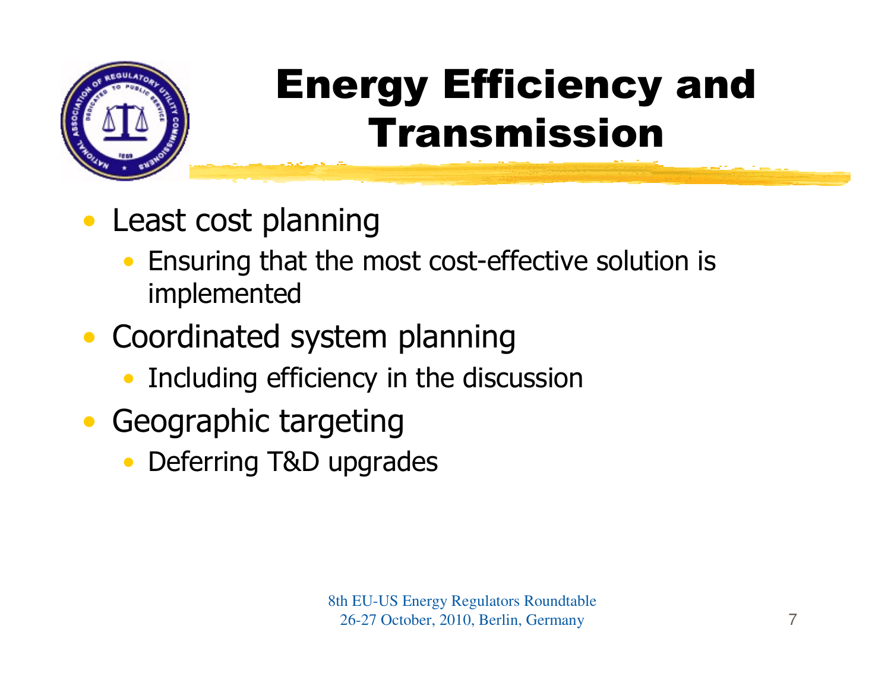# Energy Efficiency and Transmission

- Least cost planning
  - Ensuring that the most cost-effective solution is implemented
- Coordinated system planning
  - Including efficiency in the discussion
- Geographic targeting
  - Deferring T&D upgrades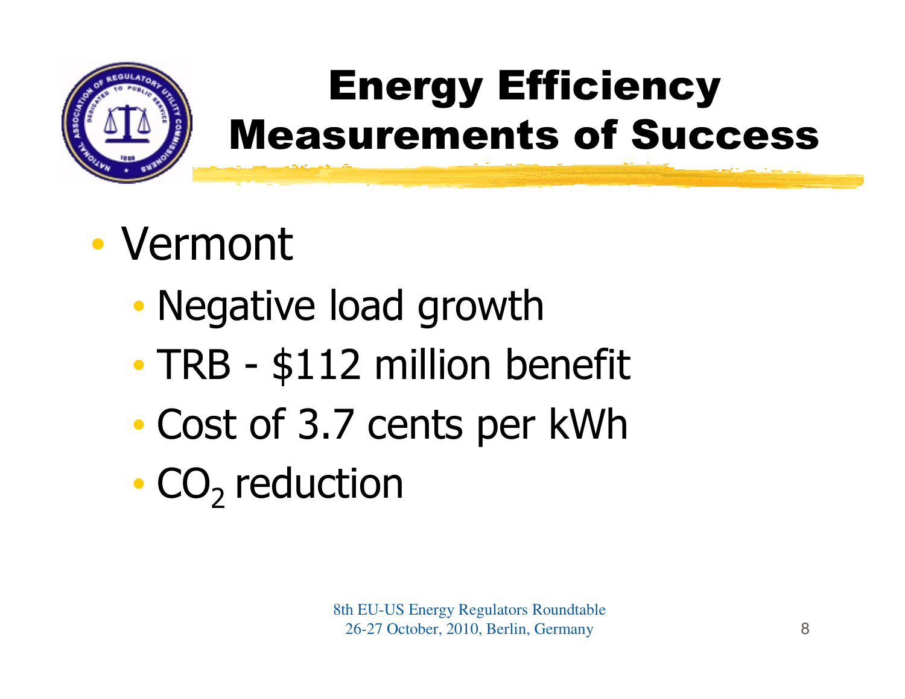# Energy Efficiency Measurements of Success

- Vermont
  - Negative load growth
  - TRB - $112 million benefit
  - Cost of 3.7 cents per kWh
  - $CO_2$ reduction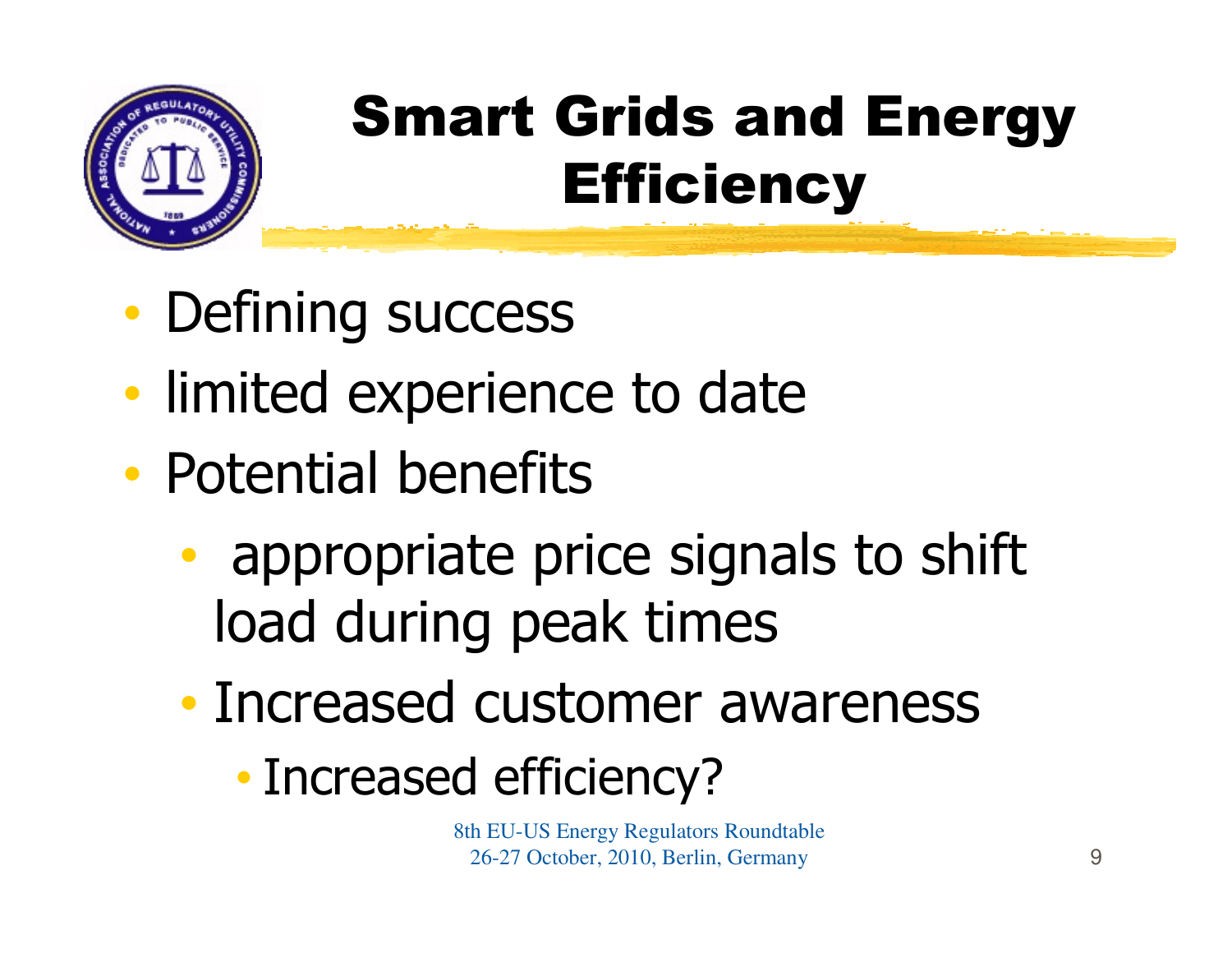# Smart Grids and Energy Efficiency

- Defining success
- limited experience to date
- Potential benefits
  - appropriate price signals to shift load during peak times
  - Increased customer awareness
    - Increased efficiency?